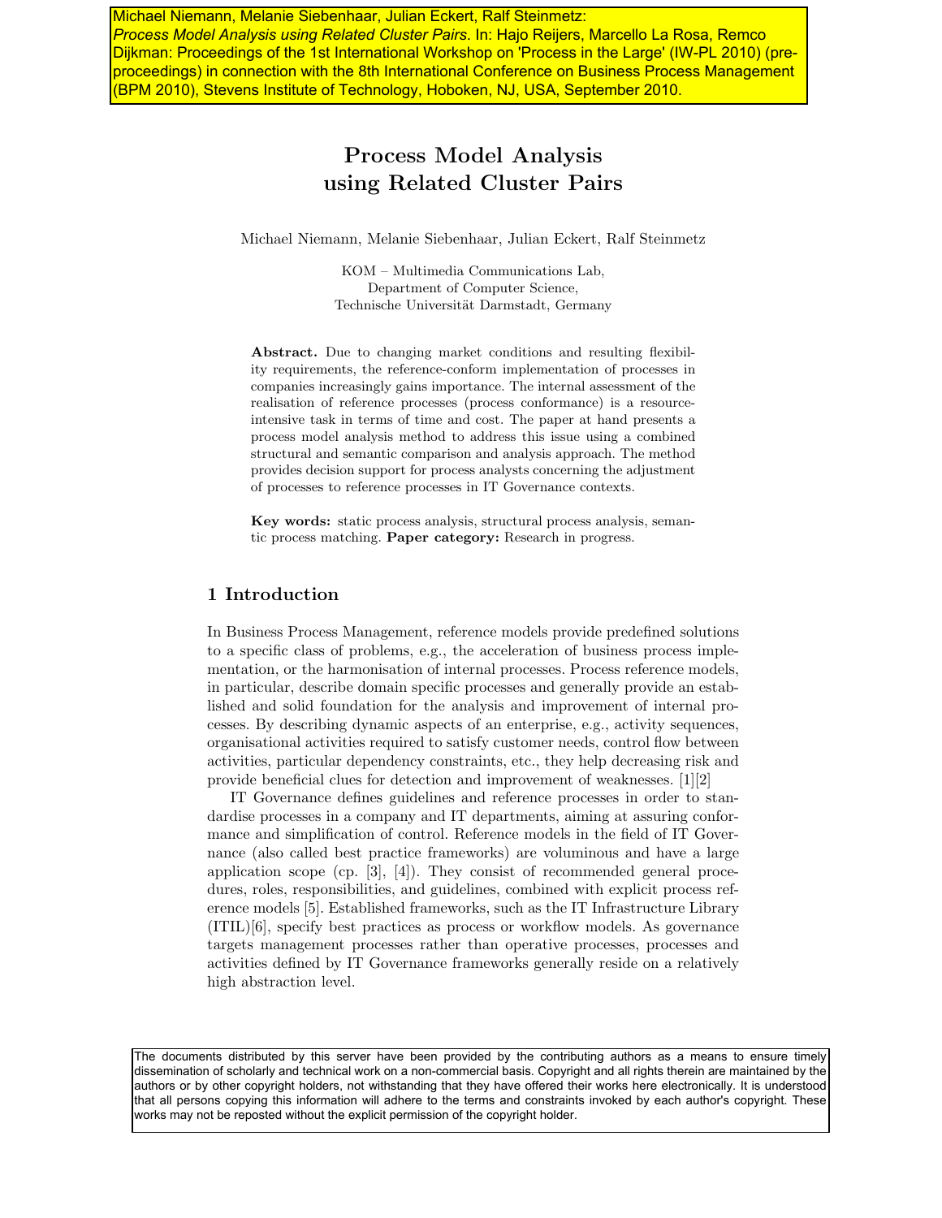Michael Niemann, Melanie Siebenhaar, Julian Eckert, Ralf Steinmetz: *Process Model Analysis using Related Cluster Pairs*. In: Hajo Reijers, Marcello La Rosa, Remco Dijkman: Proceedings of the 1st International Workshop on 'Process in the Large' (IW-PL 2010) (pre-proceedings) in connection with the 8th International Conference on Business Process Management (BPM 2010), Stevens Institute of Technology, Hoboken, NJ, USA, September 2010.

# Process Model Analysis using Related Cluster Pairs

Michael Niemann, Melanie Siebenhaar, Julian Eckert, Ralf Steinmetz

KOM – Multimedia Communications Lab,
Department of Computer Science,
Technische Universität Darmstadt, Germany

**Abstract.** Due to changing market conditions and resulting flexibility requirements, the reference-conform implementation of processes in companies increasingly gains importance. The internal assessment of the realisation of reference processes (process conformance) is a resource-intensive task in terms of time and cost. The paper at hand presents a process model analysis method to address this issue using a combined structural and semantic comparison and analysis approach. The method provides decision support for process analysts concerning the adjustment of processes to reference processes in IT Governance contexts.

**Key words:** static process analysis, structural process analysis, semantic process matching. **Paper category:** Research in progress.

## 1 Introduction

In Business Process Management, reference models provide predefined solutions to a specific class of problems, e.g., the acceleration of business process implementation, or the harmonisation of internal processes. Process reference models, in particular, describe domain specific processes and generally provide an established and solid foundation for the analysis and improvement of internal processes. By describing dynamic aspects of an enterprise, e.g., activity sequences, organisational activities required to satisfy customer needs, control flow between activities, particular dependency constraints, etc., they help decreasing risk and provide beneficial clues for detection and improvement of weaknesses. [1][2]

IT Governance defines guidelines and reference processes in order to standardise processes in a company and IT departments, aiming at assuring conformance and simplification of control. Reference models in the field of IT Governance (also called best practice frameworks) are voluminous and have a large application scope (cp. [3], [4]). They consist of recommended general procedures, roles, responsibilities, and guidelines, combined with explicit process reference models [5]. Established frameworks, such as the IT Infrastructure Library (ITIL)[6], specify best practices as process or workflow models. As governance targets management processes rather than operative processes, processes and activities defined by IT Governance frameworks generally reside on a relatively high abstraction level.

The documents distributed by this server have been provided by the contributing authors as a means to ensure timely dissemination of scholarly and technical work on a non-commercial basis. Copyright and all rights therein are maintained by the authors or by other copyright holders, not withstanding that they have offered their works here electronically. It is understood that all persons copying this information will adhere to the terms and constraints invoked by each author's copyright. These works may not be reposted without the explicit permission of the copyright holder.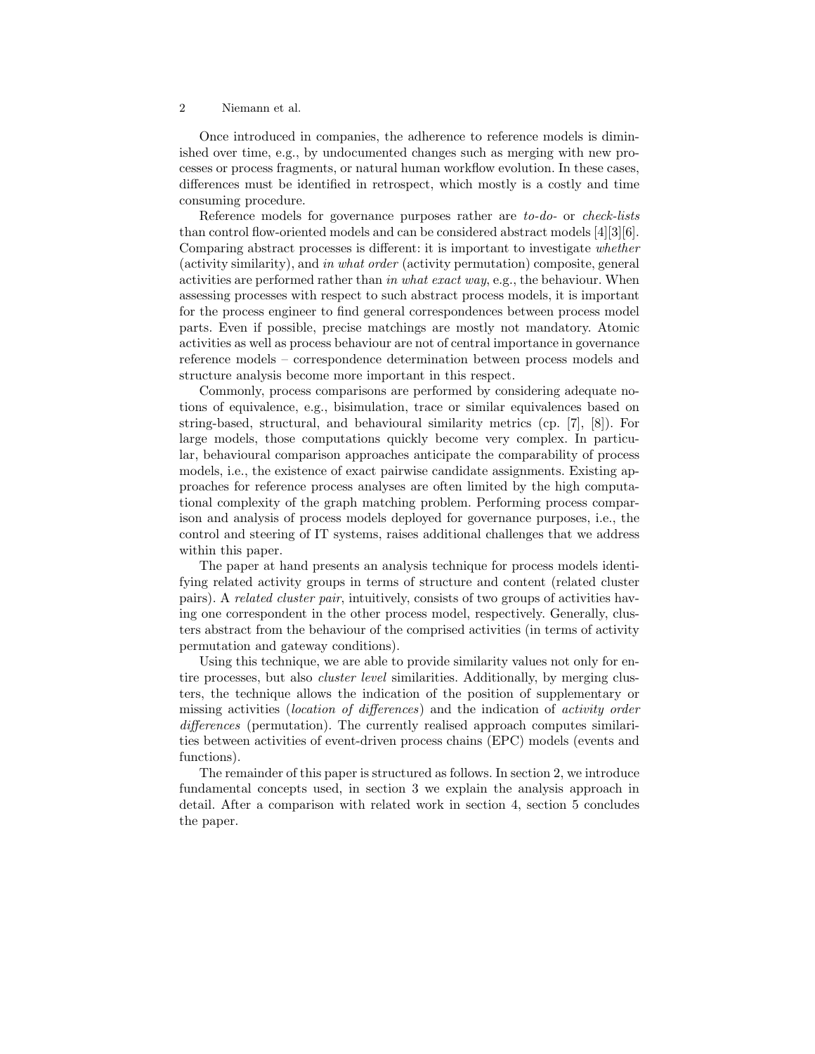Once introduced in companies, the adherence to reference models is diminished over time, e.g., by undocumented changes such as merging with new processes or process fragments, or natural human workflow evolution. In these cases, differences must be identified in retrospect, which mostly is a costly and time consuming procedure.

Reference models for governance purposes rather are *to-do-* or *check-lists* than control flow-oriented models and can be considered abstract models [4][3][6]. Comparing abstract processes is different: it is important to investigate *whether* (activity similarity), and *in what order* (activity permutation) composite, general activities are performed rather than *in what exact way*, e.g., the behaviour. When assessing processes with respect to such abstract process models, it is important for the process engineer to find general correspondences between process model parts. Even if possible, precise matchings are mostly not mandatory. Atomic activities as well as process behaviour are not of central importance in governance reference models – correspondence determination between process models and structure analysis become more important in this respect.

Commonly, process comparisons are performed by considering adequate notions of equivalence, e.g., bisimulation, trace or similar equivalences based on string-based, structural, and behavioural similarity metrics (cp. [7], [8]). For large models, those computations quickly become very complex. In particular, behavioural comparison approaches anticipate the comparability of process models, i.e., the existence of exact pairwise candidate assignments. Existing approaches for reference process analyses are often limited by the high computational complexity of the graph matching problem. Performing process comparison and analysis of process models deployed for governance purposes, i.e., the control and steering of IT systems, raises additional challenges that we address within this paper.

The paper at hand presents an analysis technique for process models identifying related activity groups in terms of structure and content (related cluster pairs). A *related cluster pair*, intuitively, consists of two groups of activities having one correspondent in the other process model, respectively. Generally, clusters abstract from the behaviour of the comprised activities (in terms of activity permutation and gateway conditions).

Using this technique, we are able to provide similarity values not only for entire processes, but also *cluster level* similarities. Additionally, by merging clusters, the technique allows the indication of the position of supplementary or missing activities (*location of differences*) and the indication of *activity order differences* (permutation). The currently realised approach computes similarities between activities of event-driven process chains (EPC) models (events and functions).

The remainder of this paper is structured as follows. In section 2, we introduce fundamental concepts used, in section 3 we explain the analysis approach in detail. After a comparison with related work in section 4, section 5 concludes the paper.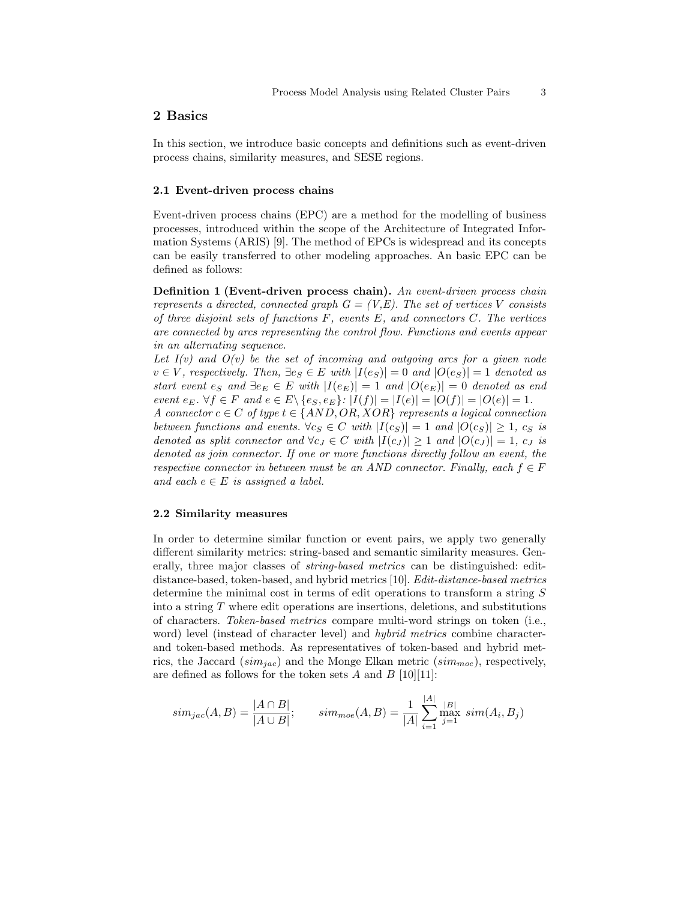## 2 Basics

In this section, we introduce basic concepts and definitions such as event-driven process chains, similarity measures, and SESE regions.

### 2.1 Event-driven process chains

Event-driven process chains (EPC) are a method for the modelling of business processes, introduced within the scope of the Architecture of Integrated Information Systems (ARIS) [9]. The method of EPCs is widespread and its concepts can be easily transferred to other modeling approaches. An basic EPC can be defined as follows:

**Definition 1 (Event-driven process chain).** *An event-driven process chain represents a directed, connected graph $G = (V,E)$. The set of vertices $V$ consists of three disjoint sets of functions $F$, events $E$, and connectors $C$. The vertices are connected by arcs representing the control flow. Functions and events appear in an alternating sequence.*
*Let $I(v)$ and $O(v)$ be the set of incoming and outgoing arcs for a given node $v \in V$, respectively. Then, $\exists e_S \in E$ with $|I(e_S)| = 0$ and $|O(e_S)| = 1$ denoted as start event $e_S$ and $\exists e_E \in E$ with $|I(e_E)| = 1$ and $|O(e_E)| = 0$ denoted as end event $e_E$. $\forall f \in F$ and $e \in E \setminus \{e_S, e_E\}$: $|I(f)| = |I(e)| = |O(f)| = |O(e)| = 1$.*
*A connector $c \in C$ of type $t \in \{AND, OR, XOR\}$ represents a logical connection between functions and events. $\forall c_S \in C$ with $|I(c_S)| = 1$ and $|O(c_S)| \geq 1$, $c_S$ is denoted as split connector and $\forall c_J \in C$ with $|I(c_J)| \geq 1$ and $|O(c_J)| = 1$, $c_J$ is denoted as join connector. If one or more functions directly follow an event, the respective connector in between must be an AND connector. Finally, each $f \in F$ and each $e \in E$ is assigned a label.*

### 2.2 Similarity measures

In order to determine similar function or event pairs, we apply two generally different similarity metrics: string-based and semantic similarity measures. Generally, three major classes of *string-based metrics* can be distinguished: edit-distance-based, token-based, and hybrid metrics [10]. *Edit-distance-based metrics* determine the minimal cost in terms of edit operations to transform a string $S$ into a string $T$ where edit operations are insertions, deletions, and substitutions of characters. *Token-based metrics* compare multi-word strings on token (i.e., word) level (instead of character level) and *hybrid metrics* combine character- and token-based methods. As representatives of token-based and hybrid metrics, the Jaccard ($sim_{jac}$) and the Monge Elkan metric ($sim_{moe}$), respectively, are defined as follows for the token sets $A$ and $B$ [10][11]:

$$sim_{jac}(A, B) = \frac{|A \cap B|}{|A \cup B|}; \qquad sim_{moe}(A, B) = \frac{1}{|A|} \sum_{i=1}^{|A|} \max_{j=1}^{|B|} sim(A_i, B_j)$$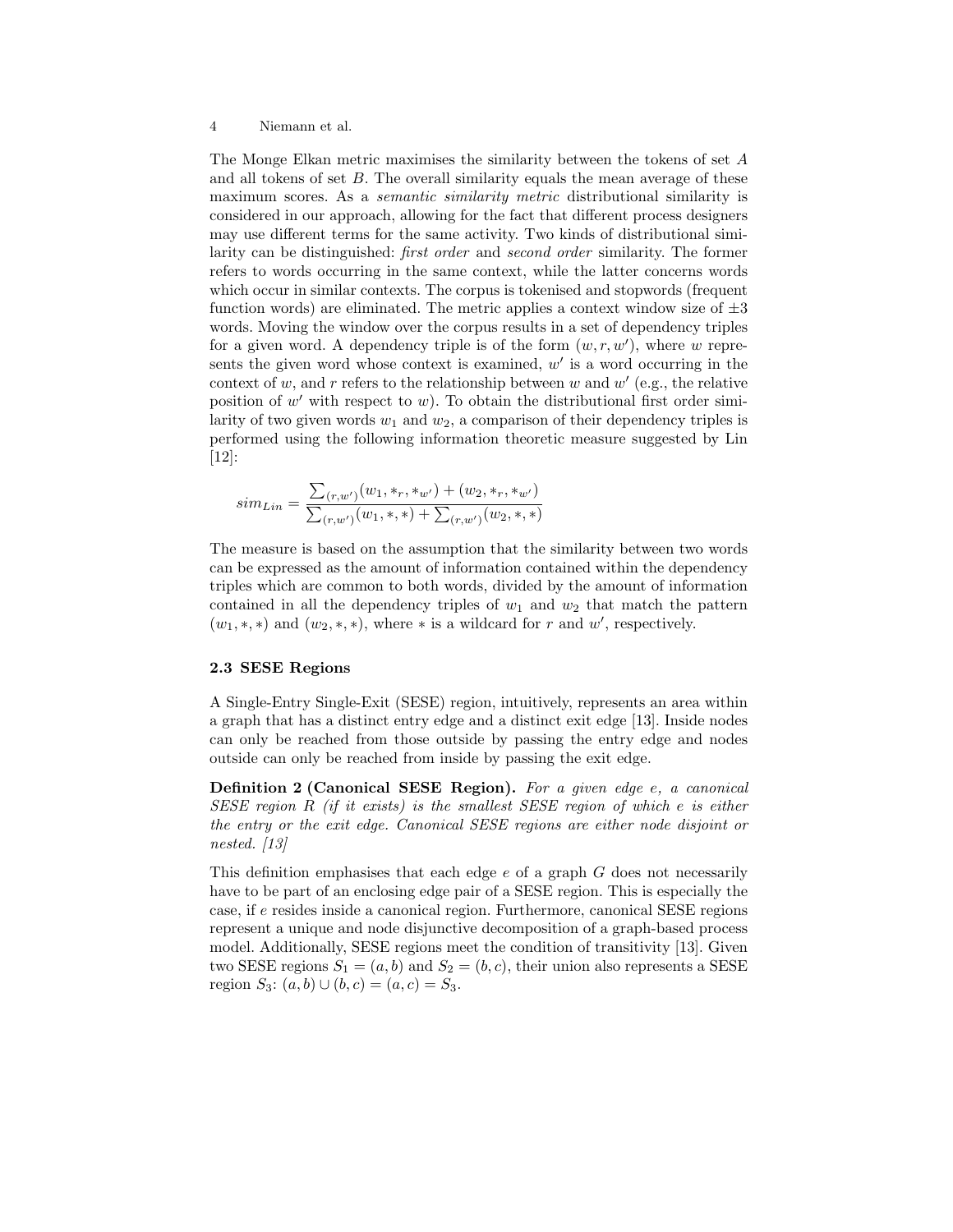The Monge Elkan metric maximises the similarity between the tokens of set $A$ and all tokens of set $B$. The overall similarity equals the mean average of these maximum scores. As a *semantic similarity metric* distributional similarity is considered in our approach, allowing for the fact that different process designers may use different terms for the same activity. Two kinds of distributional similarity can be distinguished: *first order* and *second order* similarity. The former refers to words occurring in the same context, while the latter concerns words which occur in similar contexts. The corpus is tokenised and stopwords (frequent function words) are eliminated. The metric applies a context window size of $\pm 3$ words. Moving the window over the corpus results in a set of dependency triples for a given word. A dependency triple is of the form $(w, r, w')$, where $w$ represents the given word whose context is examined, $w'$ is a word occurring in the context of $w$, and $r$ refers to the relationship between $w$ and $w'$ (e.g., the relative position of $w'$ with respect to $w$). To obtain the distributional first order similarity of two given words $w_1$ and $w_2$, a comparison of their dependency triples is performed using the following information theoretic measure suggested by Lin [12]:

$$sim_{Lin} = \frac{\sum_{(r,w')}(w_1, *_r, *_{w'}) + (w_2, *_r, *_{w'})}{\sum_{(r,w')}(w_1, *, *) + \sum_{(r,w')}(w_2, *, *)}$$

The measure is based on the assumption that the similarity between two words can be expressed as the amount of information contained within the dependency triples which are common to both words, divided by the amount of information contained in all the dependency triples of $w_1$ and $w_2$ that match the pattern $(w_1, *, *)$ and $(w_2, *, *)$, where $*$ is a wildcard for $r$ and $w'$, respectively.

### 2.3 SESE Regions

A Single-Entry Single-Exit (SESE) region, intuitively, represents an area within a graph that has a distinct entry edge and a distinct exit edge [13]. Inside nodes can only be reached from those outside by passing the entry edge and nodes outside can only be reached from inside by passing the exit edge.

**Definition 2 (Canonical SESE Region).** *For a given edge e, a canonical SESE region R (if it exists) is the smallest SESE region of which e is either the entry or the exit edge. Canonical SESE regions are either node disjoint or nested. [13]*

This definition emphasises that each edge $e$ of a graph $G$ does not necessarily have to be part of an enclosing edge pair of a SESE region. This is especially the case, if $e$ resides inside a canonical region. Furthermore, canonical SESE regions represent a unique and node disjunctive decomposition of a graph-based process model. Additionally, SESE regions meet the condition of transitivity [13]. Given two SESE regions $S_1 = (a, b)$ and $S_2 = (b, c)$, their union also represents a SESE region $S_3$: $(a, b) \cup (b, c) = (a, c) = S_3$.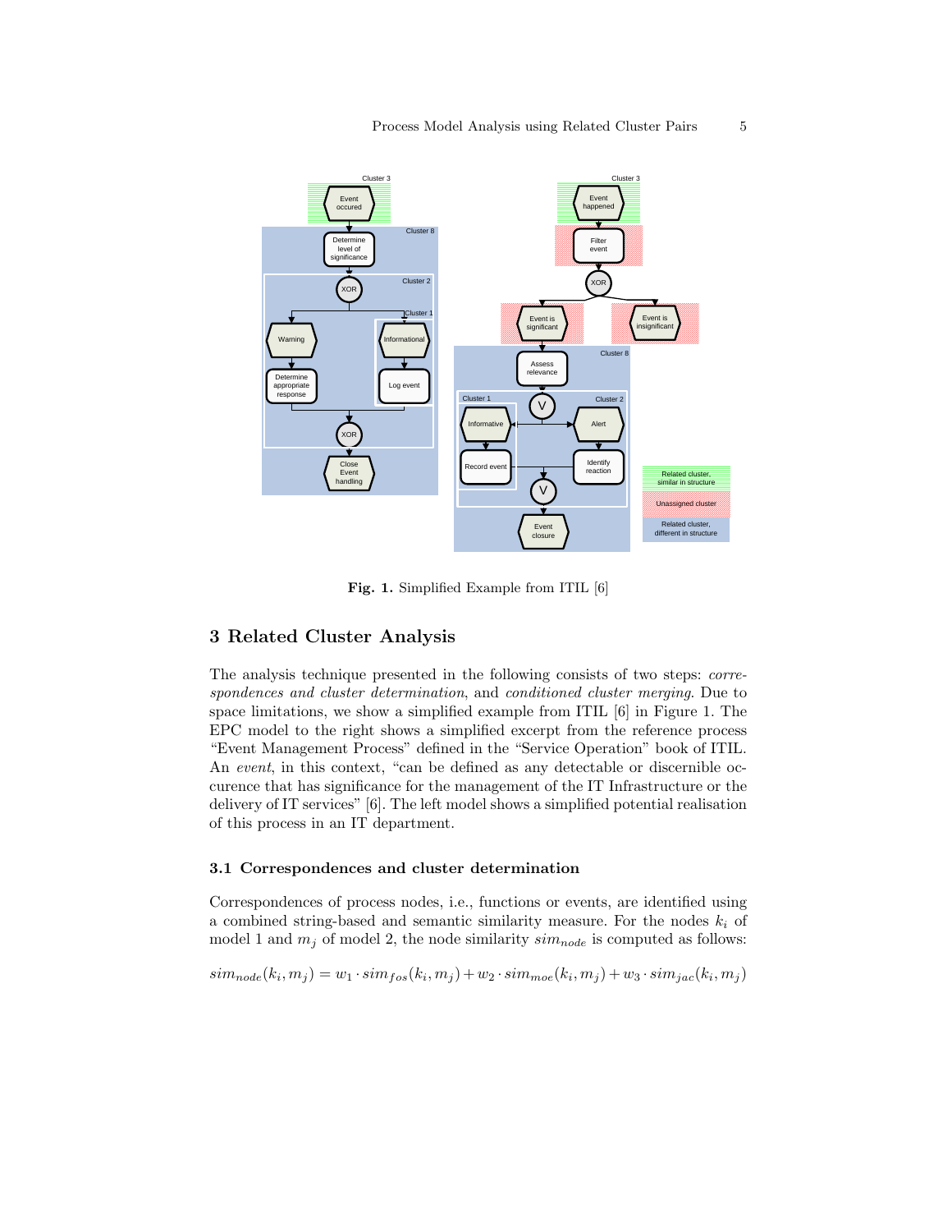Fig. 1. Simplified Example from ITIL [6]

## 3 Related Cluster Analysis

The analysis technique presented in the following consists of two steps: *correspondences and cluster determination*, and *conditioned cluster merging*. Due to space limitations, we show a simplified example from ITIL [6] in Figure 1. The EPC model to the right shows a simplified excerpt from the reference process "Event Management Process" defined in the "Service Operation" book of ITIL. An *event*, in this context, "can be defined as any detectable or discernible occurence that has significance for the management of the IT Infrastructure or the delivery of IT services" [6]. The left model shows a simplified potential realisation of this process in an IT department.

### 3.1 Correspondences and cluster determination

Correspondences of process nodes, i.e., functions or events, are identified using a combined string-based and semantic similarity measure. For the nodes $k_i$ of model 1 and $m_j$ of model 2, the node similarity $sim_{node}$ is computed as follows:

$$sim_{node}(k_i, m_j) = w_1 \cdot sim_{fos}(k_i, m_j) + w_2 \cdot sim_{moe}(k_i, m_j) + w_3 \cdot sim_{jac}(k_i, m_j)$$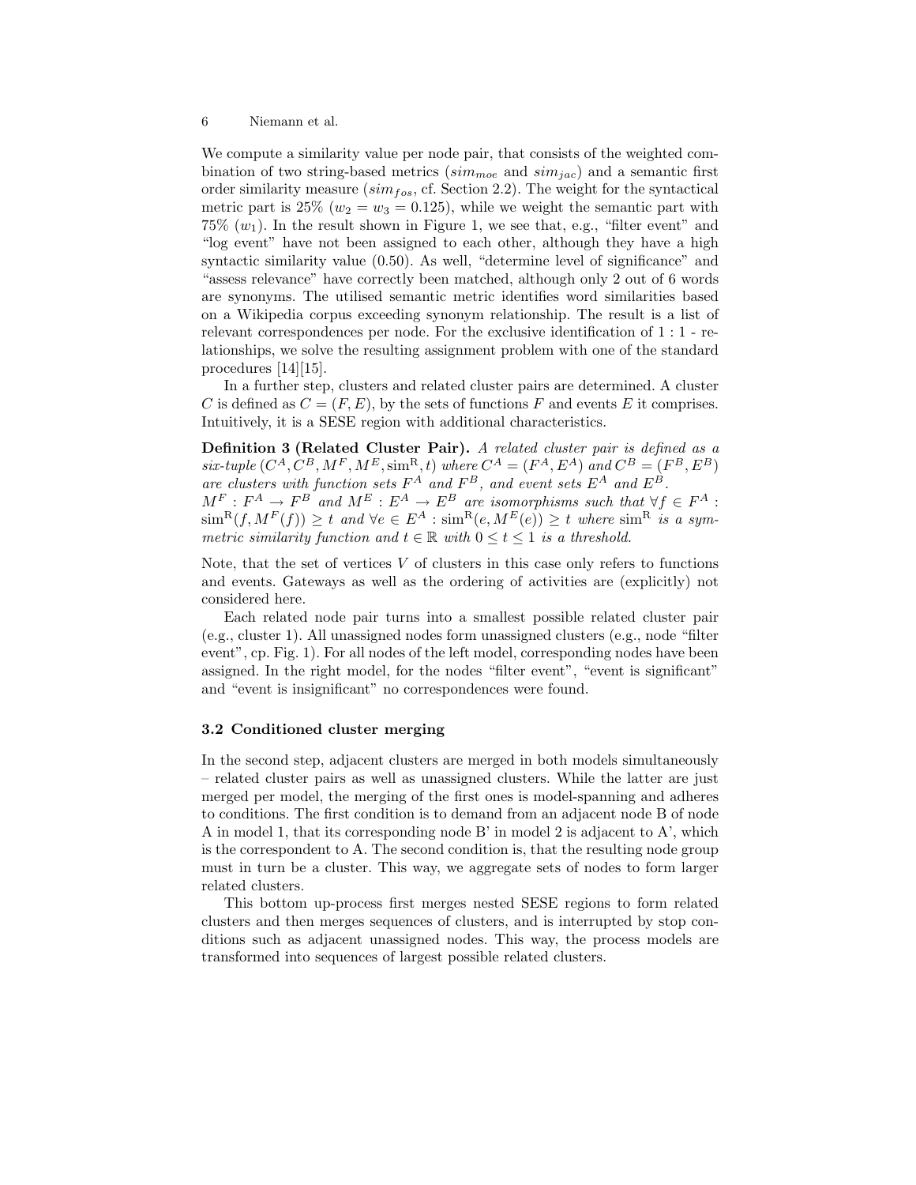We compute a similarity value per node pair, that consists of the weighted combination of two string-based metrics ($sim_{moe}$ and $sim_{jac}$) and a semantic first order similarity measure ($sim_{fos}$, cf. Section 2.2). The weight for the syntactical metric part is 25% ($w_2 = w_3 = 0.125$), while we weight the semantic part with 75% ($w_1$). In the result shown in Figure 1, we see that, e.g., "filter event" and "log event" have not been assigned to each other, although they have a high syntactic similarity value (0.50). As well, "determine level of significance" and "assess relevance" have correctly been matched, although only 2 out of 6 words are synonyms. The utilised semantic metric identifies word similarities based on a Wikipedia corpus exceeding synonym relationship. The result is a list of relevant correspondences per node. For the exclusive identification of 1 : 1 - relationships, we solve the resulting assignment problem with one of the standard procedures [14][15].

In a further step, clusters and related cluster pairs are determined. A cluster $C$ is defined as $C = (F, E)$, by the sets of functions $F$ and events $E$ it comprises. Intuitively, it is a SESE region with additional characteristics.

**Definition 3 (Related Cluster Pair).** *A related cluster pair is defined as a six-tuple* $(C^A, C^B, M^F, M^E, \text{sim}^\text{R}, t)$ *where* $C^A = (F^A, E^A)$ *and* $C^B = (F^B, E^B)$ *are clusters with function sets* $F^A$ *and* $F^B$*, and event sets* $E^A$ *and* $E^B$*.*
$M^F : F^A \rightarrow F^B$ *and* $M^E : E^A \rightarrow E^B$ *are isomorphisms such that* $\forall f \in F^A : \text{sim}^\text{R}(f, M^F(f)) \geq t$ *and* $\forall e \in E^A : \text{sim}^\text{R}(e, M^E(e)) \geq t$ *where* $\text{sim}^\text{R}$ *is a symmetric similarity function and* $t \in \mathbb{R}$ *with* $0 \leq t \leq 1$ *is a threshold.*

Note, that the set of vertices $V$ of clusters in this case only refers to functions and events. Gateways as well as the ordering of activities are (explicitly) not considered here.

Each related node pair turns into a smallest possible related cluster pair (e.g., cluster 1). All unassigned nodes form unassigned clusters (e.g., node "filter event", cp. Fig. 1). For all nodes of the left model, corresponding nodes have been assigned. In the right model, for the nodes "filter event", "event is significant" and "event is insignificant" no correspondences were found.

### 3.2 Conditioned cluster merging

In the second step, adjacent clusters are merged in both models simultaneously – related cluster pairs as well as unassigned clusters. While the latter are just merged per model, the merging of the first ones is model-spanning and adheres to conditions. The first condition is to demand from an adjacent node B of node A in model 1, that its corresponding node B' in model 2 is adjacent to A', which is the correspondent to A. The second condition is, that the resulting node group must in turn be a cluster. This way, we aggregate sets of nodes to form larger related clusters.

This bottom up-process first merges nested SESE regions to form related clusters and then merges sequences of clusters, and is interrupted by stop conditions such as adjacent unassigned nodes. This way, the process models are transformed into sequences of largest possible related clusters.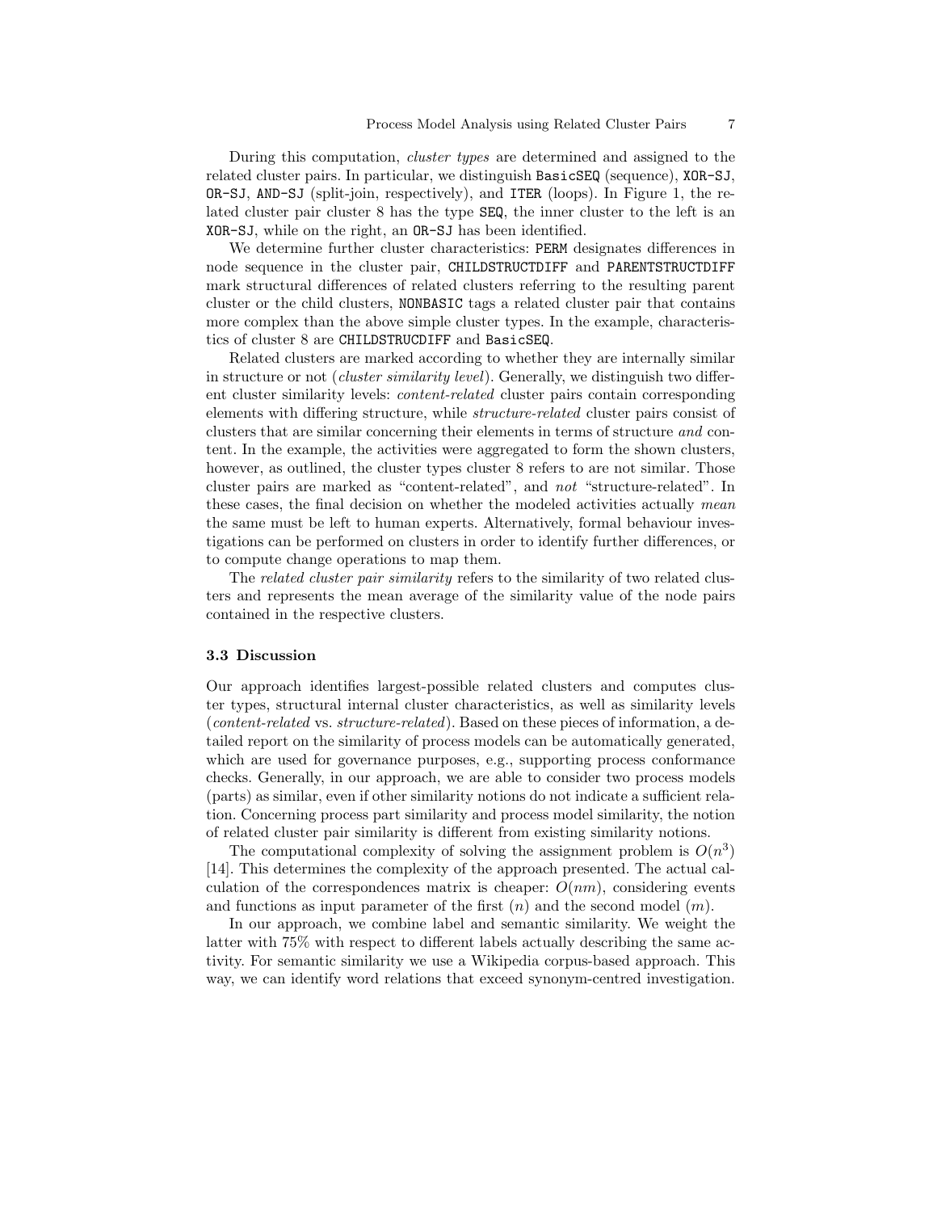During this computation, *cluster types* are determined and assigned to the related cluster pairs. In particular, we distinguish `BasicSEQ` (sequence), `XOR-SJ`, `OR-SJ`, `AND-SJ` (split-join, respectively), and `ITER` (loops). In Figure 1, the related cluster pair cluster 8 has the type `SEQ`, the inner cluster to the left is an `XOR-SJ`, while on the right, an `OR-SJ` has been identified.

We determine further cluster characteristics: `PERM` designates differences in node sequence in the cluster pair, `CHILDSTRUCTDIFF` and `PARENTSTRUCTDIFF` mark structural differences of related clusters referring to the resulting parent cluster or the child clusters, `NONBASIC` tags a related cluster pair that contains more complex than the above simple cluster types. In the example, characteristics of cluster 8 are `CHILDSTRUCDIFF` and `BasicSEQ`.

Related clusters are marked according to whether they are internally similar in structure or not (*cluster similarity level*). Generally, we distinguish two different cluster similarity levels: *content-related* cluster pairs contain corresponding elements with differing structure, while *structure-related* cluster pairs consist of clusters that are similar concerning their elements in terms of structure *and* content. In the example, the activities were aggregated to form the shown clusters, however, as outlined, the cluster types cluster 8 refers to are not similar. Those cluster pairs are marked as "content-related", and *not* "structure-related". In these cases, the final decision on whether the modeled activities actually *mean* the same must be left to human experts. Alternatively, formal behaviour investigations can be performed on clusters in order to identify further differences, or to compute change operations to map them.

The *related cluster pair similarity* refers to the similarity of two related clusters and represents the mean average of the similarity value of the node pairs contained in the respective clusters.

### 3.3 Discussion

Our approach identifies largest-possible related clusters and computes cluster types, structural internal cluster characteristics, as well as similarity levels (*content-related* vs. *structure-related*). Based on these pieces of information, a detailed report on the similarity of process models can be automatically generated, which are used for governance purposes, e.g., supporting process conformance checks. Generally, in our approach, we are able to consider two process models (parts) as similar, even if other similarity notions do not indicate a sufficient relation. Concerning process part similarity and process model similarity, the notion of related cluster pair similarity is different from existing similarity notions.

The computational complexity of solving the assignment problem is $O(n^3)$ [14]. This determines the complexity of the approach presented. The actual calculation of the correspondences matrix is cheaper: $O(nm)$, considering events and functions as input parameter of the first ($n$) and the second model ($m$).

In our approach, we combine label and semantic similarity. We weight the latter with 75% with respect to different labels actually describing the same activity. For semantic similarity we use a Wikipedia corpus-based approach. This way, we can identify word relations that exceed synonym-centred investigation.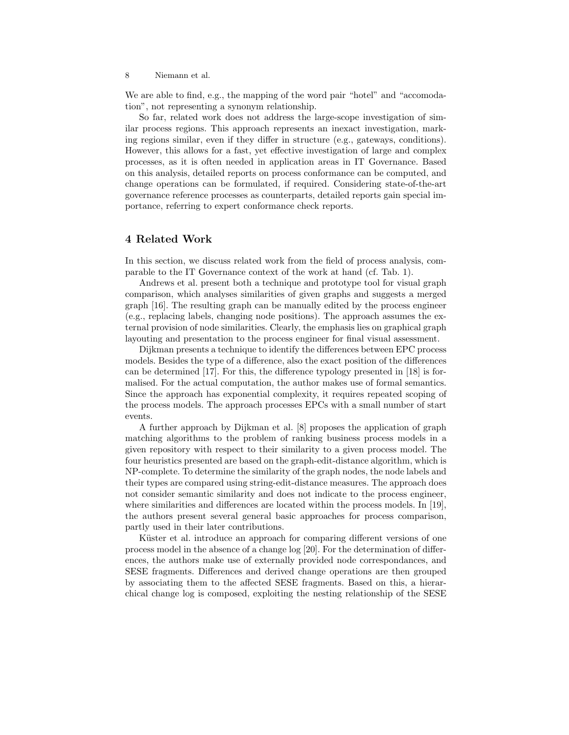We are able to find, e.g., the mapping of the word pair "hotel" and "accomodation", not representing a synonym relationship.

So far, related work does not address the large-scope investigation of similar process regions. This approach represents an inexact investigation, marking regions similar, even if they differ in structure (e.g., gateways, conditions). However, this allows for a fast, yet effective investigation of large and complex processes, as it is often needed in application areas in IT Governance. Based on this analysis, detailed reports on process conformance can be computed, and change operations can be formulated, if required. Considering state-of-the-art governance reference processes as counterparts, detailed reports gain special importance, referring to expert conformance check reports.

## 4 Related Work

In this section, we discuss related work from the field of process analysis, comparable to the IT Governance context of the work at hand (cf. Tab. 1).

Andrews et al. present both a technique and prototype tool for visual graph comparison, which analyses similarities of given graphs and suggests a merged graph [16]. The resulting graph can be manually edited by the process engineer (e.g., replacing labels, changing node positions). The approach assumes the external provision of node similarities. Clearly, the emphasis lies on graphical graph layouting and presentation to the process engineer for final visual assessment.

Dijkman presents a technique to identify the differences between EPC process models. Besides the type of a difference, also the exact position of the differences can be determined [17]. For this, the difference typology presented in [18] is formalised. For the actual computation, the author makes use of formal semantics. Since the approach has exponential complexity, it requires repeated scoping of the process models. The approach processes EPCs with a small number of start events.

A further approach by Dijkman et al. [8] proposes the application of graph matching algorithms to the problem of ranking business process models in a given repository with respect to their similarity to a given process model. The four heuristics presented are based on the graph-edit-distance algorithm, which is NP-complete. To determine the similarity of the graph nodes, the node labels and their types are compared using string-edit-distance measures. The approach does not consider semantic similarity and does not indicate to the process engineer, where similarities and differences are located within the process models. In [19], the authors present several general basic approaches for process comparison, partly used in their later contributions.

Küster et al. introduce an approach for comparing different versions of one process model in the absence of a change log [20]. For the determination of differences, the authors make use of externally provided node correspondances, and SESE fragments. Differences and derived change operations are then grouped by associating them to the affected SESE fragments. Based on this, a hierarchical change log is composed, exploiting the nesting relationship of the SESE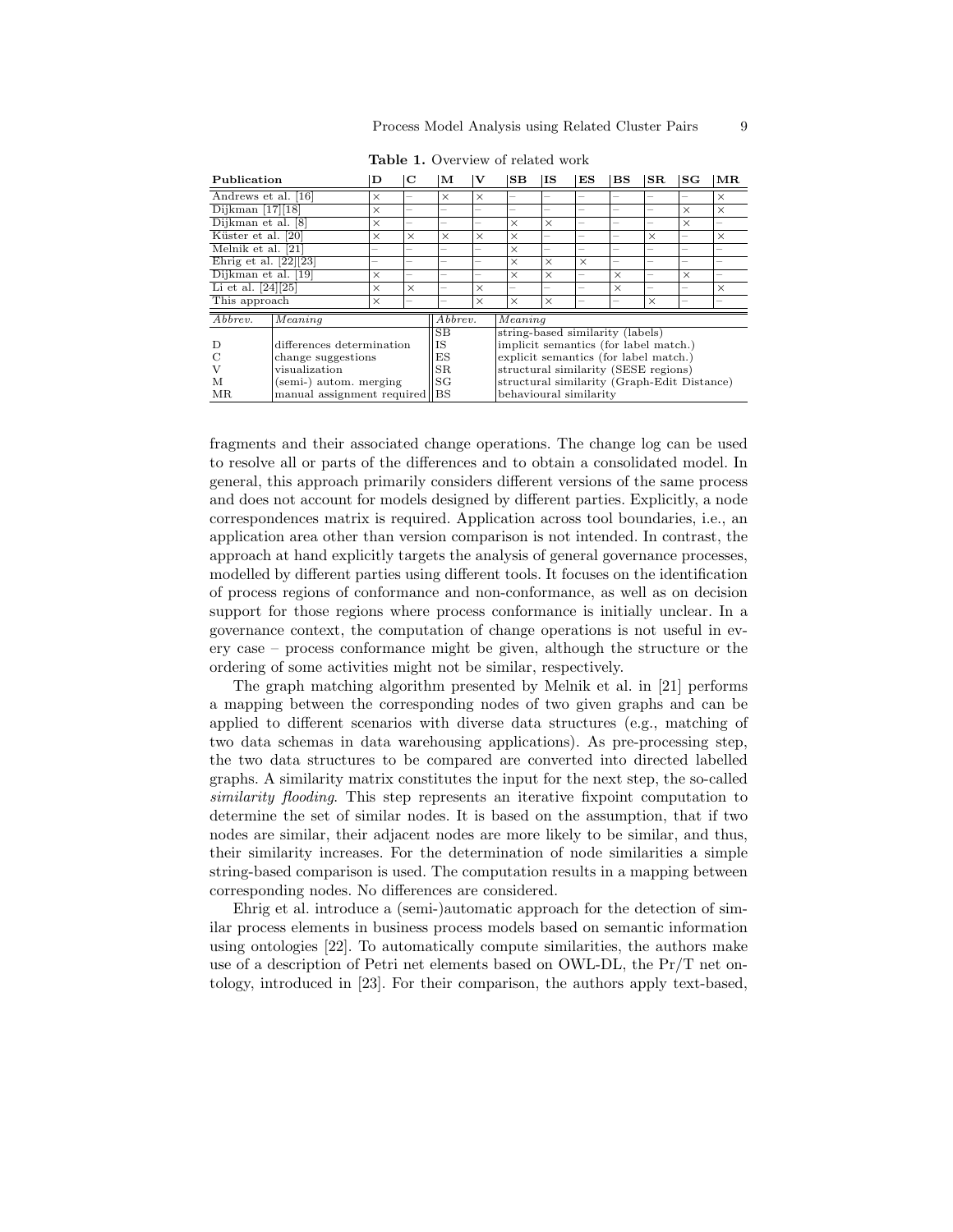**Table 1.** Overview of related work

| Publication | D | C | M | V | SB | IS | ES | BS | SR | SG | MR |
|---|---|---|---|---|---|---|---|---|---|---|---|
| Andrews et al. [16] | × | – | × | × | – | – | – | – | – | – | × |
| Dijkman [17][18] | × | – | – | – | – | – | – | – | – | × | × |
| Dijkman et al. [8] | × | – | – | – | × | × | – | – | – | × | – |
| Küster et al. [20] | × | × | × | × | × | – | – | – | × | – | × |
| Melnik et al. [21] | – | – | – | – | × | – | – | – | – | – | – |
| Ehrig et al. [22][23] | – | – | – | – | × | × | × | – | – | – | – |
| Dijkman et al. [19] | × | – | – | – | × | × | – | × | – | × | – |
| Li et al. [24][25] | × | × | – | × | – | – | – | × | – | – | × |
| This approach | × | – | – | × | × | × | – | – | × | – | – |

| *Abbrev.* | *Meaning* | *Abbrev.* | *Meaning* |
|---|---|---|---|
|  |  | SB | string-based similarity (labels) |
| D | differences determination | IS | implicit semantics (for label match.) |
| C | change suggestions | ES | explicit semantics (for label match.) |
| V | visualization | SR | structural similarity (SESE regions) |
| M | (semi-) autom. merging | SG | structural similarity (Graph-Edit Distance) |
| MR | manual assignment required | BS | behavioural similarity |

fragments and their associated change operations. The change log can be used to resolve all or parts of the differences and to obtain a consolidated model. In general, this approach primarily considers different versions of the same process and does not account for models designed by different parties. Explicitly, a node correspondences matrix is required. Application across tool boundaries, i.e., an application area other than version comparison is not intended. In contrast, the approach at hand explicitly targets the analysis of general governance processes, modelled by different parties using different tools. It focuses on the identification of process regions of conformance and non-conformance, as well as on decision support for those regions where process conformance is initially unclear. In a governance context, the computation of change operations is not useful in every case – process conformance might be given, although the structure or the ordering of some activities might not be similar, respectively.

The graph matching algorithm presented by Melnik et al. in [21] performs a mapping between the corresponding nodes of two given graphs and can be applied to different scenarios with diverse data structures (e.g., matching of two data schemas in data warehousing applications). As pre-processing step, the two data structures to be compared are converted into directed labelled graphs. A similarity matrix constitutes the input for the next step, the so-called *similarity flooding*. This step represents an iterative fixpoint computation to determine the set of similar nodes. It is based on the assumption, that if two nodes are similar, their adjacent nodes are more likely to be similar, and thus, their similarity increases. For the determination of node similarities a simple string-based comparison is used. The computation results in a mapping between corresponding nodes. No differences are considered.

Ehrig et al. introduce a (semi-)automatic approach for the detection of similar process elements in business process models based on semantic information using ontologies [22]. To automatically compute similarities, the authors make use of a description of Petri net elements based on OWL-DL, the Pr/T net ontology, introduced in [23]. For their comparison, the authors apply text-based,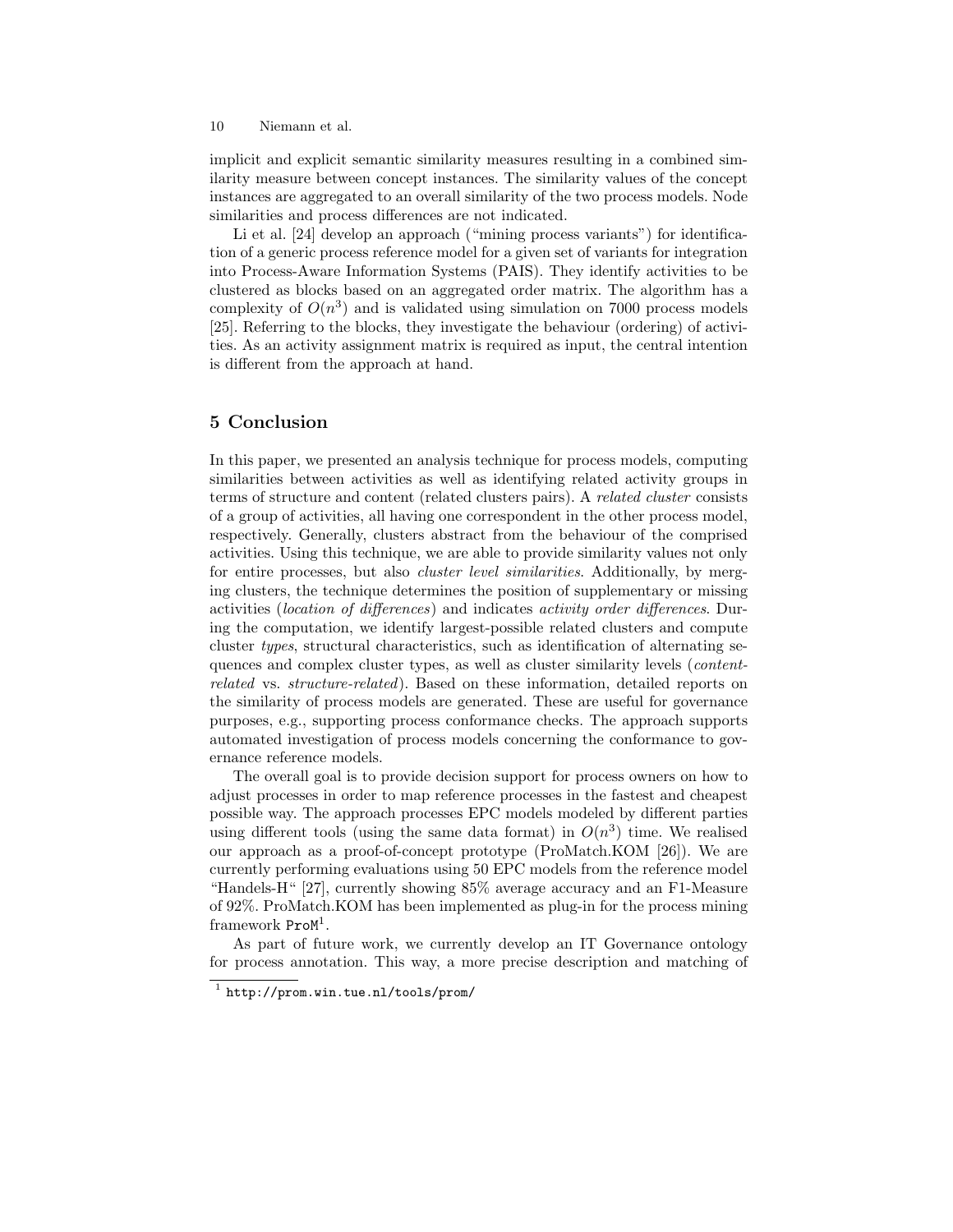implicit and explicit semantic similarity measures resulting in a combined similarity measure between concept instances. The similarity values of the concept instances are aggregated to an overall similarity of the two process models. Node similarities and process differences are not indicated.

Li et al. [24] develop an approach ("mining process variants") for identification of a generic process reference model for a given set of variants for integration into Process-Aware Information Systems (PAIS). They identify activities to be clustered as blocks based on an aggregated order matrix. The algorithm has a complexity of $O(n^3)$ and is validated using simulation on 7000 process models [25]. Referring to the blocks, they investigate the behaviour (ordering) of activities. As an activity assignment matrix is required as input, the central intention is different from the approach at hand.

## 5 Conclusion

In this paper, we presented an analysis technique for process models, computing similarities between activities as well as identifying related activity groups in terms of structure and content (related clusters pairs). A *related cluster* consists of a group of activities, all having one correspondent in the other process model, respectively. Generally, clusters abstract from the behaviour of the comprised activities. Using this technique, we are able to provide similarity values not only for entire processes, but also *cluster level similarities*. Additionally, by merging clusters, the technique determines the position of supplementary or missing activities (*location of differences*) and indicates *activity order differences*. During the computation, we identify largest-possible related clusters and compute cluster *types*, structural characteristics, such as identification of alternating sequences and complex cluster types, as well as cluster similarity levels (*content-related* vs. *structure-related*). Based on these information, detailed reports on the similarity of process models are generated. These are useful for governance purposes, e.g., supporting process conformance checks. The approach supports automated investigation of process models concerning the conformance to governance reference models.

The overall goal is to provide decision support for process owners on how to adjust processes in order to map reference processes in the fastest and cheapest possible way. The approach processes EPC models modeled by different parties using different tools (using the same data format) in $O(n^3)$ time. We realised our approach as a proof-of-concept prototype (ProMatch.KOM [26]). We are currently performing evaluations using 50 EPC models from the reference model "Handels-H" [27], currently showing 85% average accuracy and an F1-Measure of 92%. ProMatch.KOM has been implemented as plug-in for the process mining framework `ProM`[1].

As part of future work, we currently develop an IT Governance ontology for process annotation. This way, a more precise description and matching of

[1] `http://prom.win.tue.nl/tools/prom/`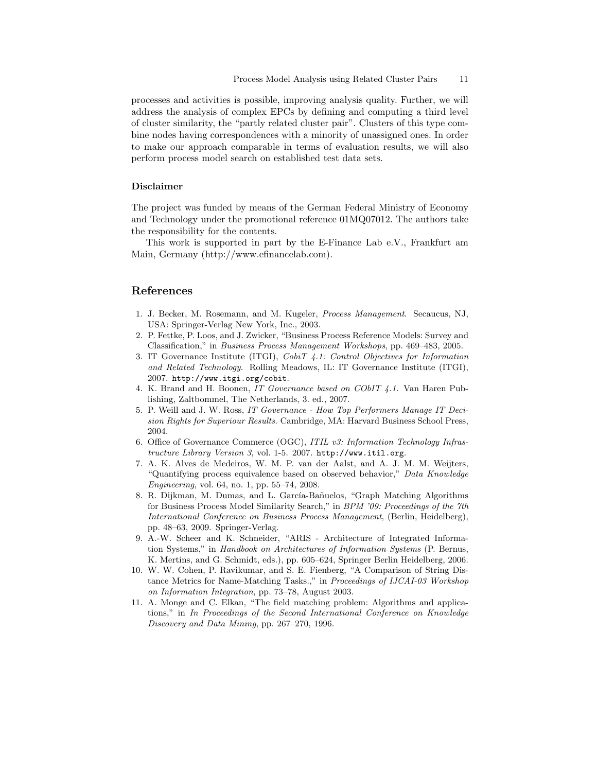processes and activities is possible, improving analysis quality. Further, we will address the analysis of complex EPCs by defining and computing a third level of cluster similarity, the "partly related cluster pair". Clusters of this type combine nodes having correspondences with a minority of unassigned ones. In order to make our approach comparable in terms of evaluation results, we will also perform process model search on established test data sets.

### Disclaimer

The project was funded by means of the German Federal Ministry of Economy and Technology under the promotional reference 01MQ07012. The authors take the responsibility for the contents.

This work is supported in part by the E-Finance Lab e.V., Frankfurt am Main, Germany (http://www.efinancelab.com).

## References

1. J. Becker, M. Rosemann, and M. Kugeler, *Process Management*. Secaucus, NJ, USA: Springer-Verlag New York, Inc., 2003.
2. P. Fettke, P. Loos, and J. Zwicker, "Business Process Reference Models: Survey and Classification," in *Business Process Management Workshops*, pp. 469–483, 2005.
3. IT Governance Institute (ITGI), *CobiT 4.1: Control Objectives for Information and Related Technology*. Rolling Meadows, IL: IT Governance Institute (ITGI), 2007. `http://www.itgi.org/cobit`.
4. K. Brand and H. Boonen, *IT Governance based on CObIT 4.1*. Van Haren Publishing, Zaltbommel, The Netherlands, 3. ed., 2007.
5. P. Weill and J. W. Ross, *IT Governance - How Top Performers Manage IT Decision Rights for Superiour Results*. Cambridge, MA: Harvard Business School Press, 2004.
6. Office of Governance Commerce (OGC), *ITIL v3: Information Technology Infrastructure Library Version 3*, vol. 1-5. 2007. `http://www.itil.org`.
7. A. K. Alves de Medeiros, W. M. P. van der Aalst, and A. J. M. M. Weijters, "Quantifying process equivalence based on observed behavior," *Data Knowledge Engineering*, vol. 64, no. 1, pp. 55–74, 2008.
8. R. Dijkman, M. Dumas, and L. García-Bañuelos, "Graph Matching Algorithms for Business Process Model Similarity Search," in *BPM '09: Proceedings of the 7th International Conference on Business Process Management*, (Berlin, Heidelberg), pp. 48–63, 2009. Springer-Verlag.
9. A.-W. Scheer and K. Schneider, "ARIS - Architecture of Integrated Information Systems," in *Handbook on Architectures of Information Systems* (P. Bernus, K. Mertins, and G. Schmidt, eds.), pp. 605–624, Springer Berlin Heidelberg, 2006.
10. W. W. Cohen, P. Ravikumar, and S. E. Fienberg, "A Comparison of String Distance Metrics for Name-Matching Tasks.," in *Proceedings of IJCAI-03 Workshop on Information Integration*, pp. 73–78, August 2003.
11. A. Monge and C. Elkan, "The field matching problem: Algorithms and applications," in *In Proceedings of the Second International Conference on Knowledge Discovery and Data Mining*, pp. 267–270, 1996.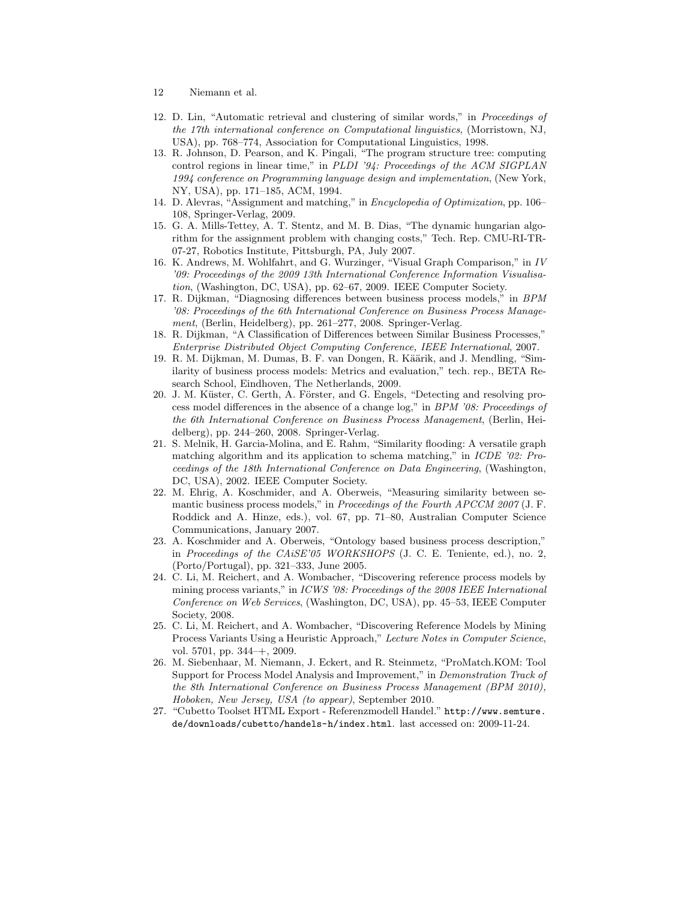12. D. Lin, "Automatic retrieval and clustering of similar words," in *Proceedings of the 17th international conference on Computational linguistics*, (Morristown, NJ, USA), pp. 768–774, Association for Computational Linguistics, 1998.
13. R. Johnson, D. Pearson, and K. Pingali, "The program structure tree: computing control regions in linear time," in *PLDI '94: Proceedings of the ACM SIGPLAN 1994 conference on Programming language design and implementation*, (New York, NY, USA), pp. 171–185, ACM, 1994.
14. D. Alevras, "Assignment and matching," in *Encyclopedia of Optimization*, pp. 106–108, Springer-Verlag, 2009.
15. G. A. Mills-Tettey, A. T. Stentz, and M. B. Dias, "The dynamic hungarian algorithm for the assignment problem with changing costs," Tech. Rep. CMU-RI-TR-07-27, Robotics Institute, Pittsburgh, PA, July 2007.
16. K. Andrews, M. Wohlfahrt, and G. Wurzinger, "Visual Graph Comparison," in *IV '09: Proceedings of the 2009 13th International Conference Information Visualisation*, (Washington, DC, USA), pp. 62–67, 2009. IEEE Computer Society.
17. R. Dijkman, "Diagnosing differences between business process models," in *BPM '08: Proceedings of the 6th International Conference on Business Process Management*, (Berlin, Heidelberg), pp. 261–277, 2008. Springer-Verlag.
18. R. Dijkman, "A Classification of Differences between Similar Business Processes," *Enterprise Distributed Object Computing Conference, IEEE International*, 2007.
19. R. M. Dijkman, M. Dumas, B. F. van Dongen, R. Käärik, and J. Mendling, "Similarity of business process models: Metrics and evaluation," tech. rep., BETA Research School, Eindhoven, The Netherlands, 2009.
20. J. M. Küster, C. Gerth, A. Förster, and G. Engels, "Detecting and resolving process model differences in the absence of a change log," in *BPM '08: Proceedings of the 6th International Conference on Business Process Management*, (Berlin, Heidelberg), pp. 244–260, 2008. Springer-Verlag.
21. S. Melnik, H. Garcia-Molina, and E. Rahm, "Similarity flooding: A versatile graph matching algorithm and its application to schema matching," in *ICDE '02: Proceedings of the 18th International Conference on Data Engineering*, (Washington, DC, USA), 2002. IEEE Computer Society.
22. M. Ehrig, A. Koschmider, and A. Oberweis, "Measuring similarity between semantic business process models," in *Proceedings of the Fourth APCCM 2007* (J. F. Roddick and A. Hinze, eds.), vol. 67, pp. 71–80, Australian Computer Science Communications, January 2007.
23. A. Koschmider and A. Oberweis, "Ontology based business process description," in *Proceedings of the CAiSE'05 WORKSHOPS* (J. C. E. Teniente, ed.), no. 2, (Porto/Portugal), pp. 321–333, June 2005.
24. C. Li, M. Reichert, and A. Wombacher, "Discovering reference process models by mining process variants," in *ICWS '08: Proceedings of the 2008 IEEE International Conference on Web Services*, (Washington, DC, USA), pp. 45–53, IEEE Computer Society, 2008.
25. C. Li, M. Reichert, and A. Wombacher, "Discovering Reference Models by Mining Process Variants Using a Heuristic Approach," *Lecture Notes in Computer Science*, vol. 5701, pp. 344–+, 2009.
26. M. Siebenhaar, M. Niemann, J. Eckert, and R. Steinmetz, "ProMatch.KOM: Tool Support for Process Model Analysis and Improvement," in *Demonstration Track of the 8th International Conference on Business Process Management (BPM 2010), Hoboken, New Jersey, USA (to appear)*, September 2010.
27. "Cubetto Toolset HTML Export - Referenzmodell Handel." `http://www.semture.de/downloads/cubetto/handels-h/index.html`. last accessed on: 2009-11-24.